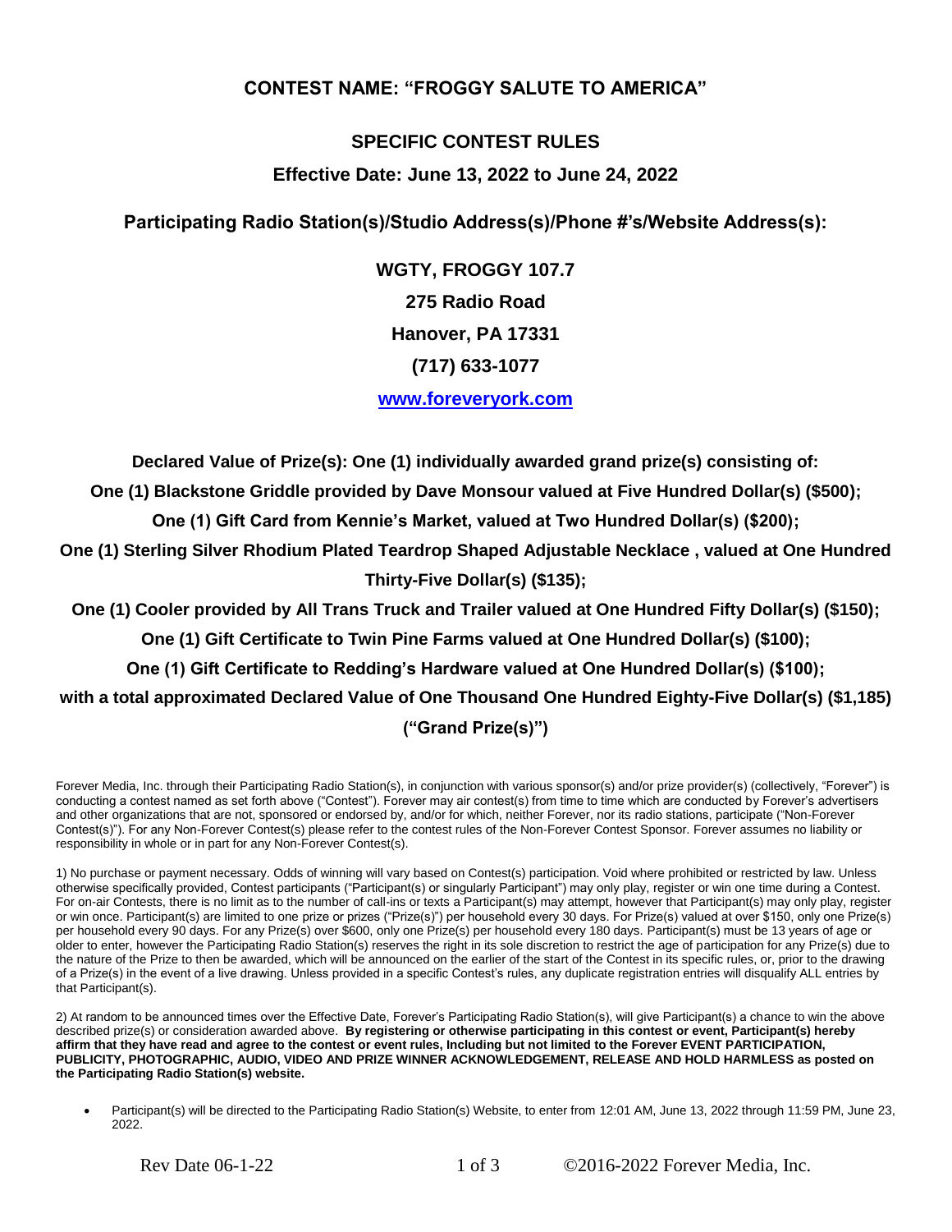# CONTEST NAME: "FROGGY SALUTE TO AMERICA"

## SPECIFIC CONTEST RULES

### Effective Date: June 13, 2022 to June 24, 2022

### Participating Radio Station(s)/Studio Address(s)/Phone #'s/Website Address(s):

**WGTY, FROGGY 107.7**

**275 Radio Road**

**Hanover, PA 17331**

**(717) 633-1077**

**www.foreveryork.com**

**Declared Value of Prize(s): One (1) individually awarded grand prize(s) consisting of:**

**One (1) Blackstone Griddle provided by Dave Monsour valued at Five Hundred Dollar(s) ($500);**

**One (1) Gift Card from Kennie's Market, valued at Two Hundred Dollar(s) ($200);**

**One (1) Sterling Silver Rhodium Plated Teardrop Shaped Adjustable Necklace , valued at One Hundred Thirty-Five Dollar(s) ($135);**

**One (1) Cooler provided by All Trans Truck and Trailer valued at One Hundred Fifty Dollar(s) ($150);**

**One (1) Gift Certificate to Twin Pine Farms valued at One Hundred Dollar(s) ($100);**

**One (1) Gift Certificate to Redding's Hardware valued at One Hundred Dollar(s) ($100);**

**with a total approximated Declared Value of One Thousand One Hundred Eighty-Five Dollar(s) ($1,185) ("Grand Prize(s)")**

Forever Media, Inc. through their Participating Radio Station(s), in conjunction with various sponsor(s) and/or prize provider(s) (collectively, "Forever") is conducting a contest named as set forth above ("Contest"). Forever may air contest(s) from time to time which are conducted by Forever's advertisers and other organizations that are not, sponsored or endorsed by, and/or for which, neither Forever, nor its radio stations, participate ("Non-Forever Contest(s)"). For any Non-Forever Contest(s) please refer to the contest rules of the Non-Forever Contest Sponsor. Forever assumes no liability or responsibility in whole or in part for any Non-Forever Contest(s).

1) No purchase or payment necessary. Odds of winning will vary based on Contest(s) participation. Void where prohibited or restricted by law. Unless otherwise specifically provided, Contest participants ("Participant(s) or singularly Participant") may only play, register or win one time during a Contest. For on-air Contests, there is no limit as to the number of call-ins or texts a Participant(s) may attempt, however that Participant(s) may only play, register or win once. Participant(s) are limited to one prize or prizes ("Prize(s)") per household every 30 days. For Prize(s) valued at over $150, only one Prize(s) per household every 90 days. For any Prize(s) over $600, only one Prize(s) per household every 180 days. Participant(s) must be 13 years of age or older to enter, however the Participating Radio Station(s) reserves the right in its sole discretion to restrict the age of participation for any Prize(s) due to the nature of the Prize to then be awarded, which will be announced on the earlier of the start of the Contest in its specific rules, or, prior to the drawing of a Prize(s) in the event of a live drawing. Unless provided in a specific Contest's rules, any duplicate registration entries will disqualify ALL entries by that Participant(s).

2) At random to be announced times over the Effective Date, Forever's Participating Radio Station(s), will give Participant(s) a chance to win the above described prize(s) or consideration awarded above. **By registering or otherwise participating in this contest or event, Participant(s) hereby affirm that they have read and agree to the contest or event rules, Including but not limited to the Forever EVENT PARTICIPATION, PUBLICITY, PHOTOGRAPHIC, AUDIO, VIDEO AND PRIZE WINNER ACKNOWLEDGEMENT, RELEASE AND HOLD HARMLESS as posted on the Participating Radio Station(s) website.**

- Participant(s) will be directed to the Participating Radio Station(s) Website, to enter from 12:01 AM, June 13, 2022 through 11:59 PM, June 23, 2022.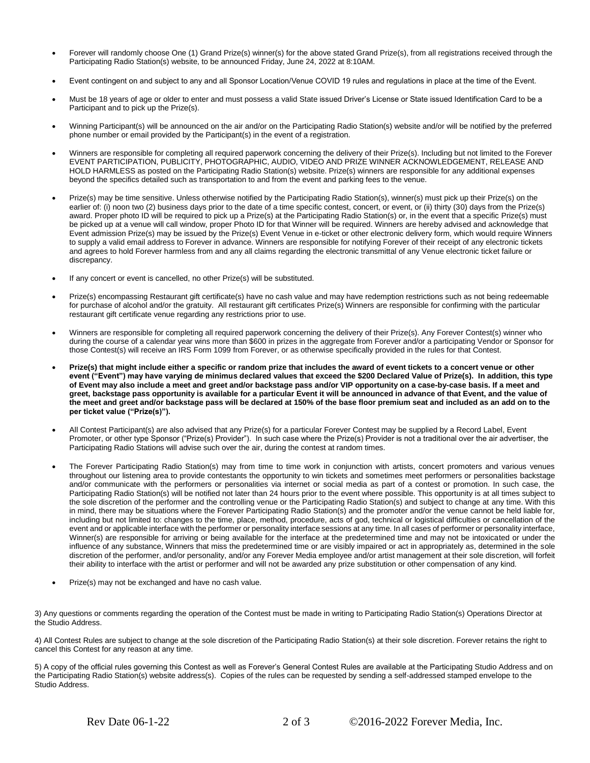- Forever will randomly choose One (1) Grand Prize(s) winner(s) for the above stated Grand Prize(s), from all registrations received through the Participating Radio Station(s) website, to be announced Friday, June 24, 2022 at 8:10AM.
- Event contingent on and subject to any and all Sponsor Location/Venue COVID 19 rules and regulations in place at the time of the Event.
- Must be 18 years of age or older to enter and must possess a valid State issued Driver's License or State issued Identification Card to be a Participant and to pick up the Prize(s).
- Winning Participant(s) will be announced on the air and/or on the Participating Radio Station(s) website and/or will be notified by the preferred phone number or email provided by the Participant(s) in the event of a registration.
- Winners are responsible for completing all required paperwork concerning the delivery of their Prize(s). Including but not limited to the Forever EVENT PARTICIPATION, PUBLICITY, PHOTOGRAPHIC, AUDIO, VIDEO AND PRIZE WINNER ACKNOWLEDGEMENT, RELEASE AND HOLD HARMLESS as posted on the Participating Radio Station(s) website. Prize(s) winners are responsible for any additional expenses beyond the specifics detailed such as transportation to and from the event and parking fees to the venue.
- Prize(s) may be time sensitive. Unless otherwise notified by the Participating Radio Station(s), winner(s) must pick up their Prize(s) on the earlier of: (i) noon two (2) business days prior to the date of a time specific contest, concert, or event, or (ii) thirty (30) days from the Prize(s) award. Proper photo ID will be required to pick up a Prize(s) at the Participating Radio Station(s) or, in the event that a specific Prize(s) must be picked up at a venue will call window, proper Photo ID for that Winner will be required. Winners are hereby advised and acknowledge that Event admission Prize(s) may be issued by the Prize(s) Event Venue in e-ticket or other electronic delivery form, which would require Winners to supply a valid email address to Forever in advance. Winners are responsible for notifying Forever of their receipt of any electronic tickets and agrees to hold Forever harmless from and any all claims regarding the electronic transmittal of any Venue electronic ticket failure or discrepancy.
- If any concert or event is cancelled, no other Prize(s) will be substituted.
- Prize(s) encompassing Restaurant gift certificate(s) have no cash value and may have redemption restrictions such as not being redeemable for purchase of alcohol and/or the gratuity. All restaurant gift certificates Prize(s) Winners are responsible for confirming with the particular restaurant gift certificate venue regarding any restrictions prior to use.
- Winners are responsible for completing all required paperwork concerning the delivery of their Prize(s). Any Forever Contest(s) winner who during the course of a calendar year wins more than $600 in prizes in the aggregate from Forever and/or a participating Vendor or Sponsor for those Contest(s) will receive an IRS Form 1099 from Forever, or as otherwise specifically provided in the rules for that Contest.
- **Prize(s) that might include either a specific or random prize that includes the award of event tickets to a concert venue or other event ("Event") may have varying de minimus declared values that exceed the $200 Declared Value of Prize(s). In addition, this type of Event may also include a meet and greet and/or backstage pass and/or VIP opportunity on a case-by-case basis. If a meet and greet, backstage pass opportunity is available for a particular Event it will be announced in advance of that Event, and the value of the meet and greet and/or backstage pass will be declared at 150% of the base floor premium seat and included as an add on to the per ticket value ("Prize(s)").**
- All Contest Participant(s) are also advised that any Prize(s) for a particular Forever Contest may be supplied by a Record Label, Event Promoter, or other type Sponsor ("Prize(s) Provider"). In such case where the Prize(s) Provider is not a traditional over the air advertiser, the Participating Radio Stations will advise such over the air, during the contest at random times.
- The Forever Participating Radio Station(s) may from time to time work in conjunction with artists, concert promoters and various venues throughout our listening area to provide contestants the opportunity to win tickets and sometimes meet performers or personalities backstage and/or communicate with the performers or personalities via internet or social media as part of a contest or promotion. In such case, the Participating Radio Station(s) will be notified not later than 24 hours prior to the event where possible. This opportunity is at all times subject to the sole discretion of the performer and the controlling venue or the Participating Radio Station(s) and subject to change at any time. With this in mind, there may be situations where the Forever Participating Radio Station(s) and the promoter and/or the venue cannot be held liable for, including but not limited to: changes to the time, place, method, procedure, acts of god, technical or logistical difficulties or cancellation of the event and or applicable interface with the performer or personality interface sessions at any time. In all cases of performer or personality interface, Winner(s) are responsible for arriving or being available for the interface at the predetermined time and may not be intoxicated or under the influence of any substance, Winners that miss the predetermined time or are visibly impaired or act in appropriately as, determined in the sole discretion of the performer, and/or personality, and/or any Forever Media employee and/or artist management at their sole discretion, will forfeit their ability to interface with the artist or performer and will not be awarded any prize substitution or other compensation of any kind.
- Prize(s) may not be exchanged and have no cash value.

3) Any questions or comments regarding the operation of the Contest must be made in writing to Participating Radio Station(s) Operations Director at the Studio Address.

4) All Contest Rules are subject to change at the sole discretion of the Participating Radio Station(s) at their sole discretion. Forever retains the right to cancel this Contest for any reason at any time.

5) A copy of the official rules governing this Contest as well as Forever's General Contest Rules are available at the Participating Studio Address and on the Participating Radio Station(s) website address(s). Copies of the rules can be requested by sending a self-addressed stamped envelope to the Studio Address.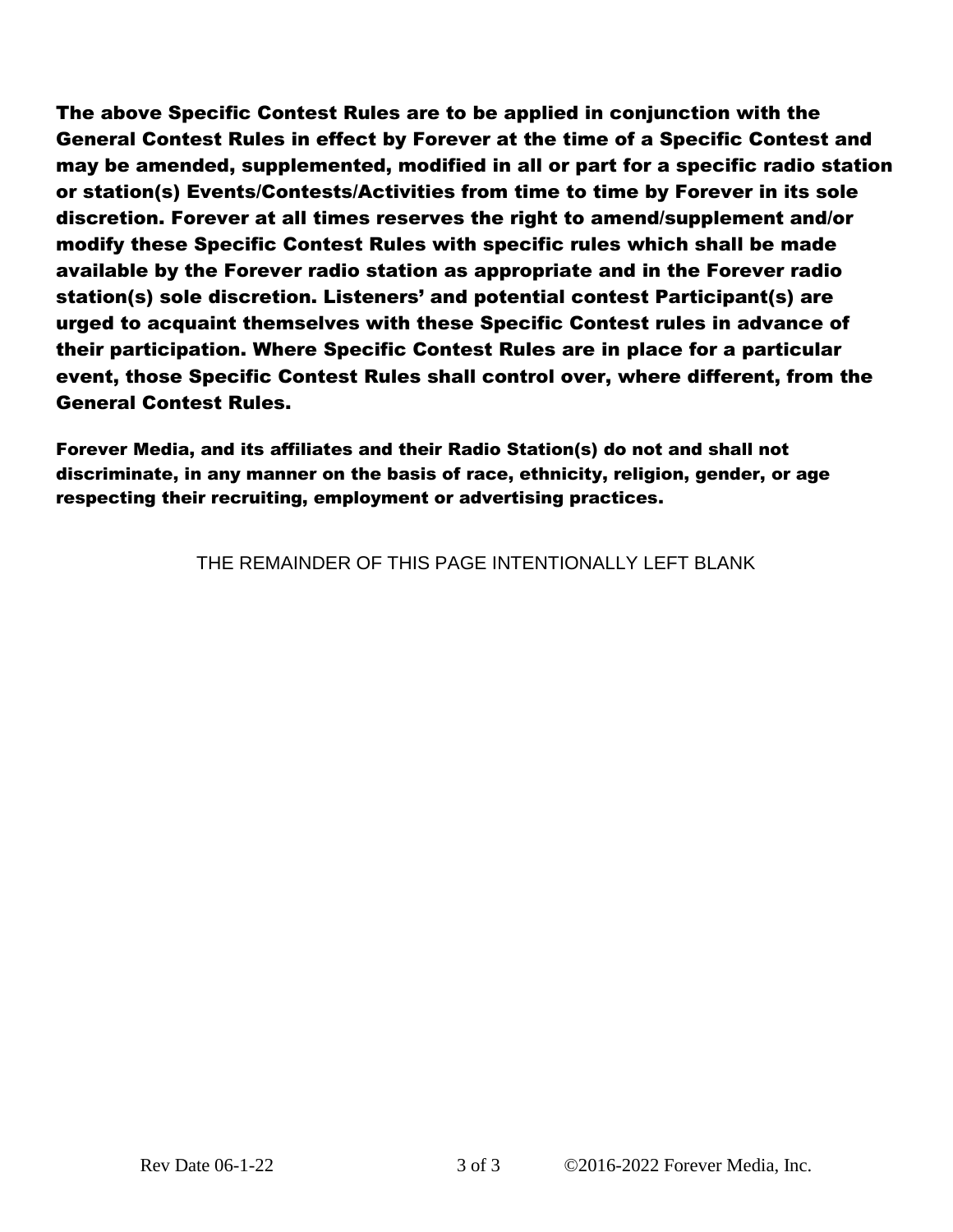**The above Specific Contest Rules are to be applied in conjunction with the General Contest Rules in effect by Forever at the time of a Specific Contest and may be amended, supplemented, modified in all or part for a specific radio station or station(s) Events/Contests/Activities from time to time by Forever in its sole discretion. Forever at all times reserves the right to amend/supplement and/or modify these Specific Contest Rules with specific rules which shall be made available by the Forever radio station as appropriate and in the Forever radio station(s) sole discretion. Listeners' and potential contest Participant(s) are urged to acquaint themselves with these Specific Contest rules in advance of their participation. Where Specific Contest Rules are in place for a particular event, those Specific Contest Rules shall control over, where different, from the General Contest Rules.**

**Forever Media, and its affiliates and their Radio Station(s) do not and shall not discriminate, in any manner on the basis of race, ethnicity, religion, gender, or age respecting their recruiting, employment or advertising practices.**

THE REMAINDER OF THIS PAGE INTENTIONALLY LEFT BLANK